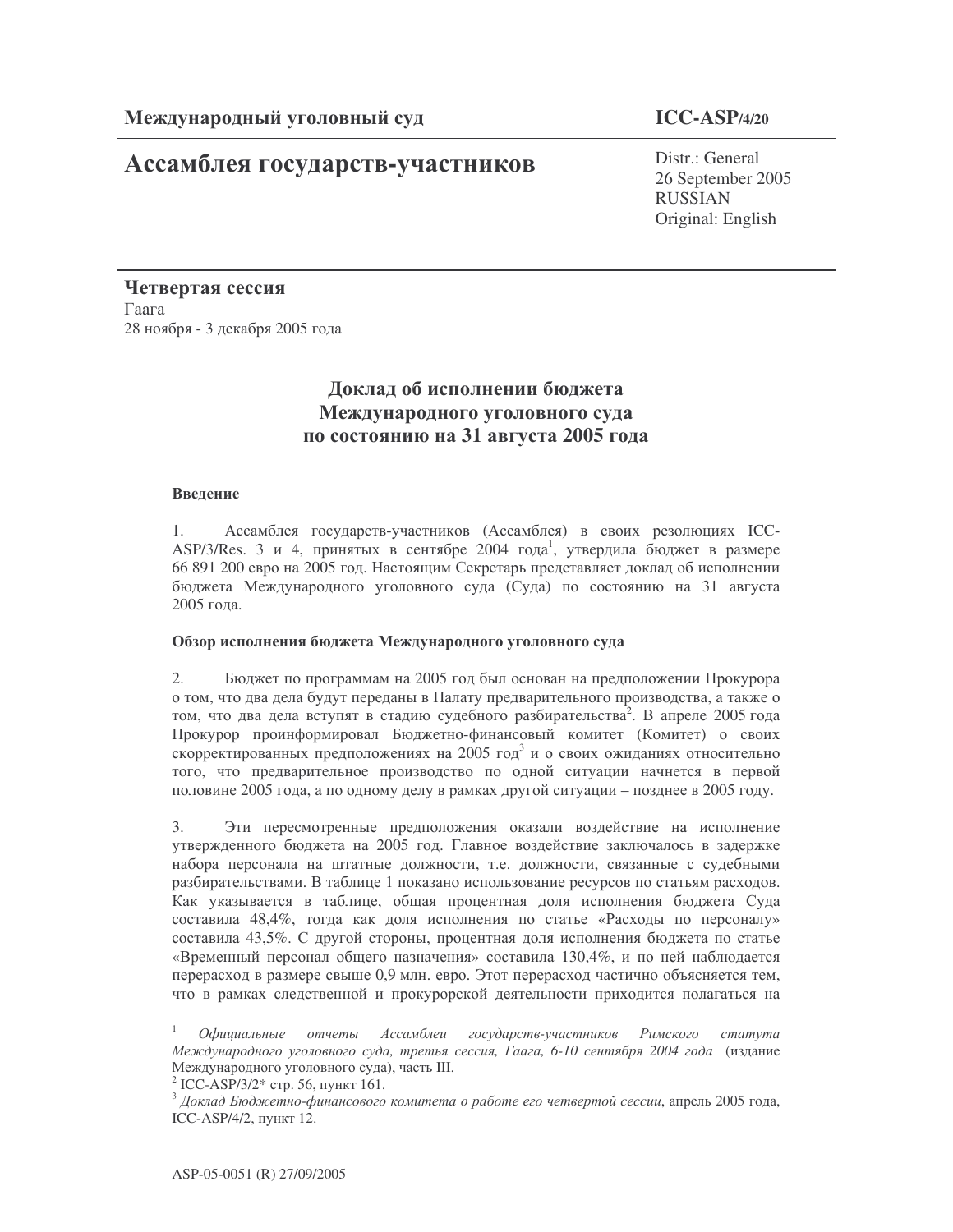Международный уголовный суд

**ICC-ASP/4/20**

# Ассамблея государств-участников

Distr.: General
26 September 2005
RUSSIAN
Original: English

**Четвертая сессия**
Гаага
28 ноября - 3 декабря 2005 года

## Доклад об исполнении бюджета Международного уголовного суда по состоянию на 31 августа 2005 года

### Введение

1. Ассамблея государств-участников (Ассамблея) в своих резолюциях ICC-ASP/3/Res. 3 и 4, принятых в сентябре 2004 года[1], утвердила бюджет в размере 66 891 200 евро на 2005 год. Настоящим Секретарь представляет доклад об исполнении бюджета Международного уголовного суда (Суда) по состоянию на 31 августа 2005 года.

### Обзор исполнения бюджета Международного уголовного суда

2. Бюджет по программам на 2005 год был основан на предположении Прокурора о том, что два дела будут переданы в Палату предварительного производства, а также о том, что два дела вступят в стадию судебного разбирательства[2]. В апреле 2005 года Прокурор проинформировал Бюджетно-финансовый комитет (Комитет) о своих скорректированных предположениях на 2005 год[3] и о своих ожиданиях относительно того, что предварительное производство по одной ситуации начнется в первой половине 2005 года, а по одному делу в рамках другой ситуации – позднее в 2005 году.

3. Эти пересмотренные предположения оказали воздействие на исполнение утвержденного бюджета на 2005 год. Главное воздействие заключалось в задержке набора персонала на штатные должности, т.е. должности, связанные с судебными разбирательствами. В таблице 1 показано использование ресурсов по статьям расходов. Как указывается в таблице, общая процентная доля исполнения бюджета Суда составила 48,4%, тогда как доля исполнения по статье «Расходы по персоналу» составила 43,5%. С другой стороны, процентная доля исполнения бюджета по статье «Временный персонал общего назначения» составила 130,4%, и по ней наблюдается перерасход в размере свыше 0,9 млн. евро. Этот перерасход частично объясняется тем, что в рамках следственной и прокурорской деятельности приходится полагаться на

---

[1] *Официальные отчеты Ассамблеи государств-участников Римского статута Международного уголовного суда, третья сессия, Гаага, 6-10 сентября 2004 года* (издание Международного уголовного суда), часть III.

[2] ICC-ASP/3/2* стр. 56, пункт 161.

[3] *Доклад Бюджетно-финансового комитета о работе его четвертой сессии*, апрель 2005 года, ICC-ASP/4/2, пункт 12.

ASP-05-0051 (R) 27/09/2005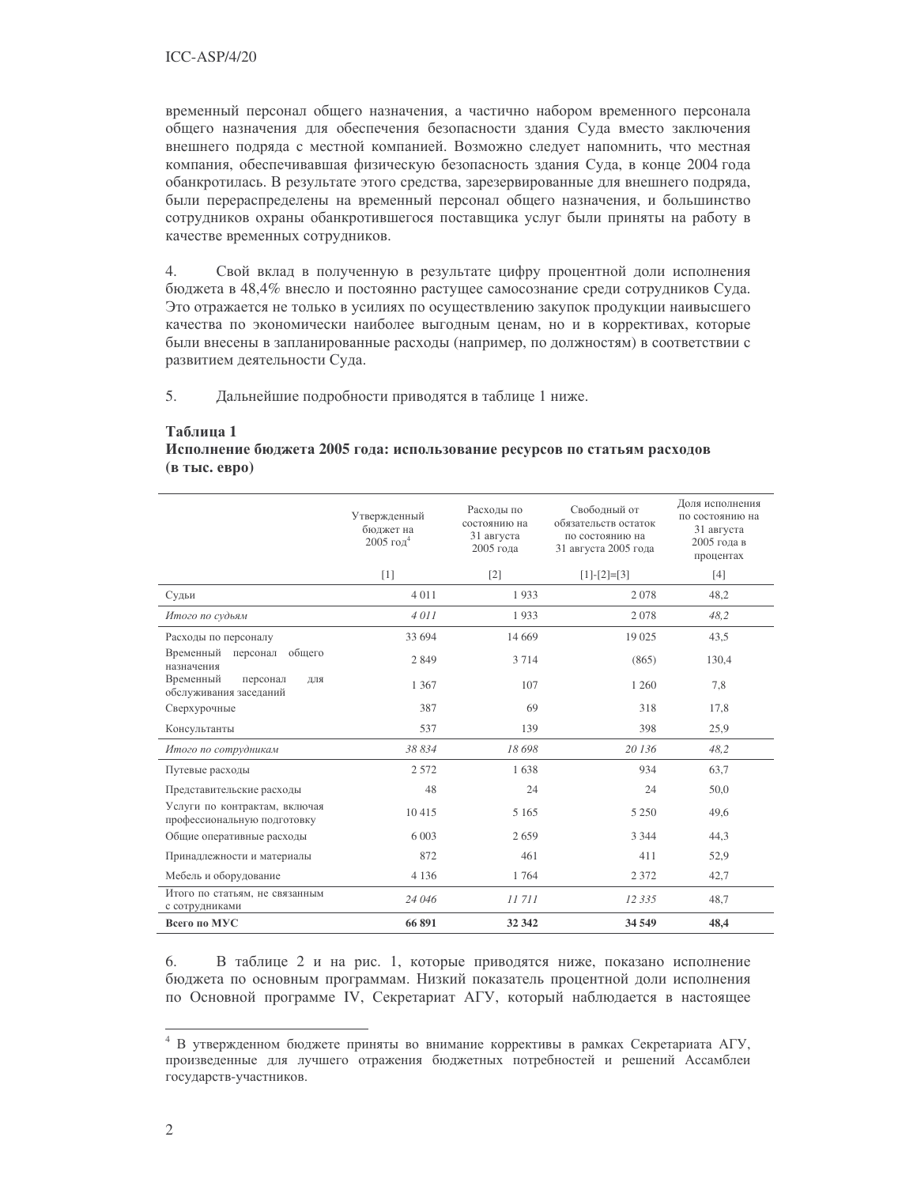временный персонал общего назначения, а частично набором временного персонала общего назначения для обеспечения безопасности здания Суда вместо заключения внешнего подряда с местной компанией. Возможно следует напомнить, что местная компания, обеспечивавшая физическую безопасность здания Суда, в конце 2004 года обанкротилась. В результате этого средства, зарезервированные для внешнего подряда, были перераспределены на временный персонал общего назначения, и большинство сотрудников охраны обанкротившегося поставщика услуг были приняты на работу в качестве временных сотрудников.

4. Свой вклад в полученную в результате цифру процентной доли исполнения бюджета в 48,4% внесло и постоянно растущее самосознание среди сотрудников Суда. Это отражается не только в усилиях по осуществлению закупок продукции наивысшего качества по экономически наиболее выгодным ценам, но и в коррективах, которые были внесены в запланированные расходы (например, по должностям) в соответствии с развитием деятельности Суда.

5. Дальнейшие подробности приводятся в таблице 1 ниже.

**Таблица 1**
**Исполнение бюджета 2005 года: использование ресурсов по статьям расходов (в тыс. евро)**

| | Утвержденный бюджет на 2005 год[4] | Расходы по состоянию на 31 августа 2005 года | Свободный от обязательств остаток по состоянию на 31 августа 2005 года | Доля исполнения по состоянию на 31 августа 2005 года в процентах |
|---|---|---|---|---|
| | [1] | [2] | [1]-[2]=[3] | [4] |
| Судьи | 4 011 | 1 933 | 2 078 | 48,2 |
| *Итого по судьям* | *4 011* | *1 933* | *2 078* | *48,2* |
| Расходы по персоналу | 33 694 | 14 669 | 19 025 | 43,5 |
| Временный персонал общего назначения | 2 849 | 3 714 | (865) | 130,4 |
| Временный персонал для обслуживания заседаний | 1 367 | 107 | 1 260 | 7,8 |
| Сверхурочные | 387 | 69 | 318 | 17,8 |
| Консультанты | 537 | 139 | 398 | 25,9 |
| *Итого по сотрудникам* | *38 834* | *18 698* | *20 136* | *48,2* |
| Путевые расходы | 2 572 | 1 638 | 934 | 63,7 |
| Представительские расходы | 48 | 24 | 24 | 50,0 |
| Услуги по контрактам, включая профессиональную подготовку | 10 415 | 5 165 | 5 250 | 49,6 |
| Общие оперативные расходы | 6 003 | 2 659 | 3 344 | 44,3 |
| Принадлежности и материалы | 872 | 461 | 411 | 52,9 |
| Мебель и оборудование | 4 136 | 1 764 | 2 372 | 42,7 |
| Итого по статьям, не связанным с сотрудниками | *24 046* | *11 711* | *12 335* | 48,7 |
| **Всего по МУС** | **66 891** | **32 342** | **34 549** | **48,4** |

6. В таблице 2 и на рис. 1, которые приводятся ниже, показано исполнение бюджета по основным программам. Низкий показатель процентной доли исполнения по Основной программе IV, Секретариат АГУ, который наблюдается в настоящее

[4] В утвержденном бюджете приняты во внимание коррективы в рамках Секретариата АГУ, произведенные для лучшего отражения бюджетных потребностей и решений Ассамблеи государств-участников.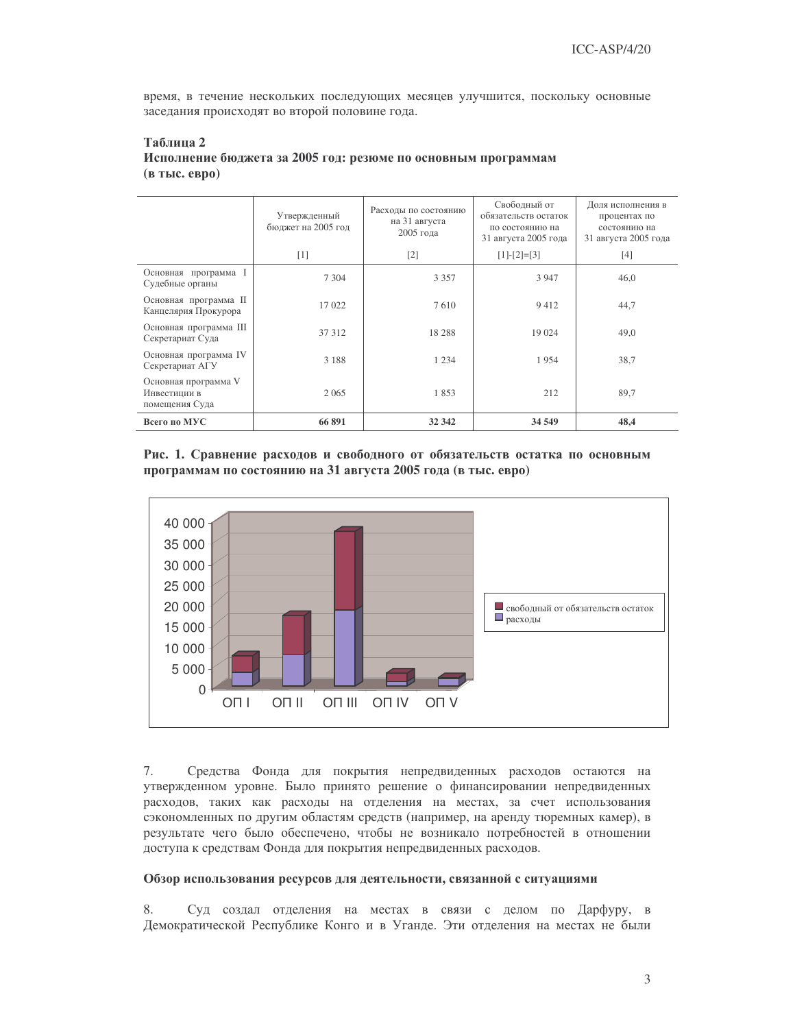время, в течение нескольких последующих месяцев улучшится, поскольку основные заседания происходят во второй половине года.

**Таблица 2**
**Исполнение бюджета за 2005 год: резюме по основным программам**
**(в тыс. евро)**

| | Утвержденный бюджет на 2005 год [1] | Расходы по состоянию на 31 августа 2005 года [2] | Свободный от обязательств остаток по состоянию на 31 августа 2005 года [1]-[2]=[3] | Доля исполнения в процентах по состоянию на 31 августа 2005 года [4] |
|---|---|---|---|---|
| Основная программа I Судебные органы | 7 304 | 3 357 | 3 947 | 46,0 |
| Основная программа II Канцелярия Прокурора | 17 022 | 7 610 | 9 412 | 44,7 |
| Основная программа III Секретариат Суда | 37 312 | 18 288 | 19 024 | 49,0 |
| Основная программа IV Секретариат АГУ | 3 188 | 1 234 | 1 954 | 38,7 |
| Основная программа V Инвестиции в помещения Суда | 2 065 | 1 853 | 212 | 89,7 |
| **Всего по МУС** | **66 891** | **32 342** | **34 549** | **48,4** |

**Рис. 1. Сравнение расходов и свободного от обязательств остатка по основным программам по состоянию на 31 августа 2005 года (в тыс. евро)**

7. Средства Фонда для покрытия непредвиденных расходов остаются на утвержденном уровне. Было принято решение о финансировании непредвиденных расходов, таких как расходы на отделения на местах, за счет использования сэкономленных по другим областям средств (например, на аренду тюремных камер), в результате чего было обеспечено, чтобы не возникало потребностей в отношении доступа к средствам Фонда для покрытия непредвиденных расходов.

**Обзор использования ресурсов для деятельности, связанной с ситуациями**

8. Суд создал отделения на местах в связи с делом по Дарфуру, в Демократической Республике Конго и в Уганде. Эти отделения на местах не были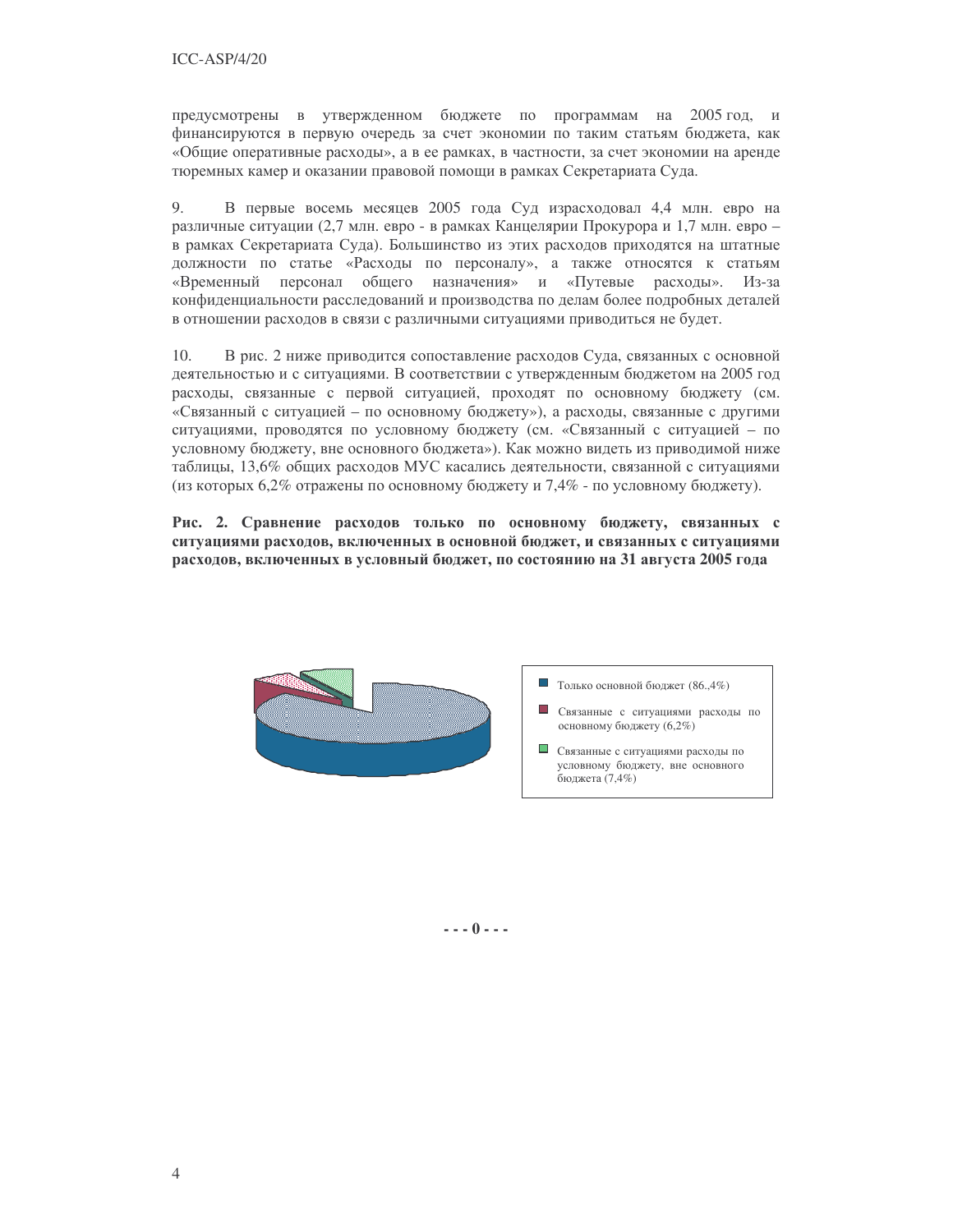предусмотрены в утвержденном бюджете по программам на 2005 год, и финансируются в первую очередь за счет экономии по таким статьям бюджета, как «Общие оперативные расходы», а в ее рамках, в частности, за счет экономии на аренде тюремных камер и оказании правовой помощи в рамках Секретариата Суда.

9. В первые восемь месяцев 2005 года Суд израсходовал 4,4 млн. евро на различные ситуации (2,7 млн. евро - в рамках Канцелярии Прокурора и 1,7 млн. евро – в рамках Секретариата Суда). Большинство из этих расходов приходятся на штатные должности по статье «Расходы по персоналу», а также относятся к статьям «Временный персонал общего назначения» и «Путевые расходы». Из-за конфиденциальности расследований и производства по делам более подробных деталей в отношении расходов в связи с различными ситуациями приводиться не будет.

10. В рис. 2 ниже приводится сопоставление расходов Суда, связанных с основной деятельностью и с ситуациями. В соответствии с утвержденным бюджетом на 2005 год расходы, связанные с первой ситуацией, проходят по основному бюджету (см. «Связанный с ситуацией – по основному бюджету»), а расходы, связанные с другими ситуациями, проводятся по условному бюджету (см. «Связанный с ситуацией – по условному бюджету, вне основного бюджета»). Как можно видеть из приводимой ниже таблицы, 13,6% общих расходов МУС касались деятельности, связанной с ситуациями (из которых 6,2% отражены по основному бюджету и 7,4% - по условному бюджету).

**Рис. 2. Сравнение расходов только по основному бюджету, связанных с ситуациями расходов, включенных в основной бюджет, и связанных с ситуациями расходов, включенных в условный бюджет, по состоянию на 31 августа 2005 года**

Только основной бюджет (86.,4%)

Связанные с ситуациями расходы по основному бюджету (6,2%)

Связанные с ситуациями расходы по условному бюджету, вне основного бюджета (7,4%)

- - - 0 - - -